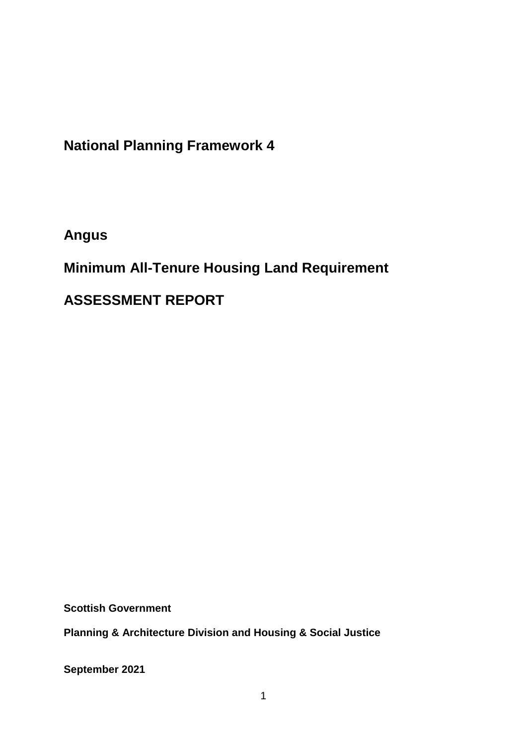# National Planning Framework 4

## Angus

## Minimum All-Tenure Housing Land Requirement

## ASSESSMENT REPORT

**Scottish Government**

**Planning & Architecture Division and Housing & Social Justice**

**September 2021**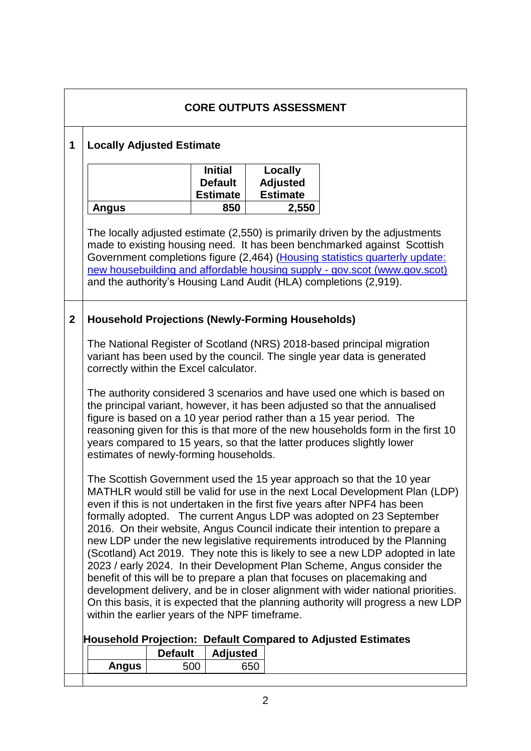## CORE OUTPUTS ASSESSMENT

### 1 Locally Adjusted Estimate

| | Initial Default Estimate | Locally Adjusted Estimate |
|---|---|---|
| **Angus** | 850 | 2,550 |

The locally adjusted estimate (2,550) is primarily driven by the adjustments made to existing housing need. It has been benchmarked against Scottish Government completions figure (2,464) ([Housing statistics quarterly update: new housebuilding and affordable housing supply - gov.scot (www.gov.scot)](https://www.gov.scot)) and the authority's Housing Land Audit (HLA) completions (2,919).

### 2 Household Projections (Newly-Forming Households)

The National Register of Scotland (NRS) 2018-based principal migration variant has been used by the council. The single year data is generated correctly within the Excel calculator.

The authority considered 3 scenarios and have used one which is based on the principal variant, however, it has been adjusted so that the annualised figure is based on a 10 year period rather than a 15 year period. The reasoning given for this is that more of the new households form in the first 10 years compared to 15 years, so that the latter produces slightly lower estimates of newly-forming households.

The Scottish Government used the 15 year approach so that the 10 year MATHLR would still be valid for use in the next Local Development Plan (LDP) even if this is not undertaken in the first five years after NPF4 has been formally adopted. The current Angus LDP was adopted on 23 September 2016. On their website, Angus Council indicate their intention to prepare a new LDP under the new legislative requirements introduced by the Planning (Scotland) Act 2019. They note this is likely to see a new LDP adopted in late 2023 / early 2024. In their Development Plan Scheme, Angus consider the benefit of this will be to prepare a plan that focuses on placemaking and development delivery, and be in closer alignment with wider national priorities. On this basis, it is expected that the planning authority will progress a new LDP within the earlier years of the NPF timeframe.

**Household Projection: Default Compared to Adjusted Estimates**

| | Default | Adjusted |
|---|---|---|
| **Angus** | 500 | 650 |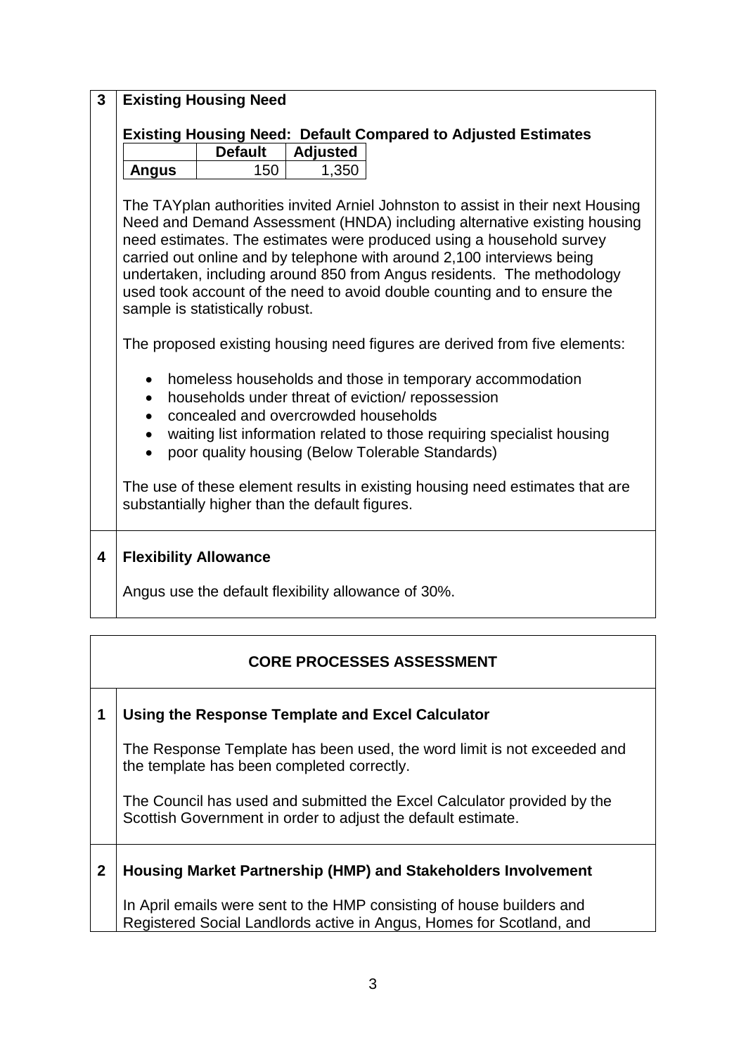**3 Existing Housing Need**

**Existing Housing Need: Default Compared to Adjusted Estimates**

| | Default | Adjusted |
|---|---|---|
| **Angus** | 150 | 1,350 |

The TAYplan authorities invited Arniel Johnston to assist in their next Housing Need and Demand Assessment (HNDA) including alternative existing housing need estimates. The estimates were produced using a household survey carried out online and by telephone with around 2,100 interviews being undertaken, including around 850 from Angus residents. The methodology used took account of the need to avoid double counting and to ensure the sample is statistically robust.

The proposed existing housing need figures are derived from five elements:

- homeless households and those in temporary accommodation
- households under threat of eviction/ repossession
- concealed and overcrowded households
- waiting list information related to those requiring specialist housing
- poor quality housing (Below Tolerable Standards)

The use of these element results in existing housing need estimates that are substantially higher than the default figures.

**4 Flexibility Allowance**

Angus use the default flexibility allowance of 30%.

## CORE PROCESSES ASSESSMENT

**1 Using the Response Template and Excel Calculator**

The Response Template has been used, the word limit is not exceeded and the template has been completed correctly.

The Council has used and submitted the Excel Calculator provided by the Scottish Government in order to adjust the default estimate.

**2 Housing Market Partnership (HMP) and Stakeholders Involvement**

In April emails were sent to the HMP consisting of house builders and Registered Social Landlords active in Angus, Homes for Scotland, and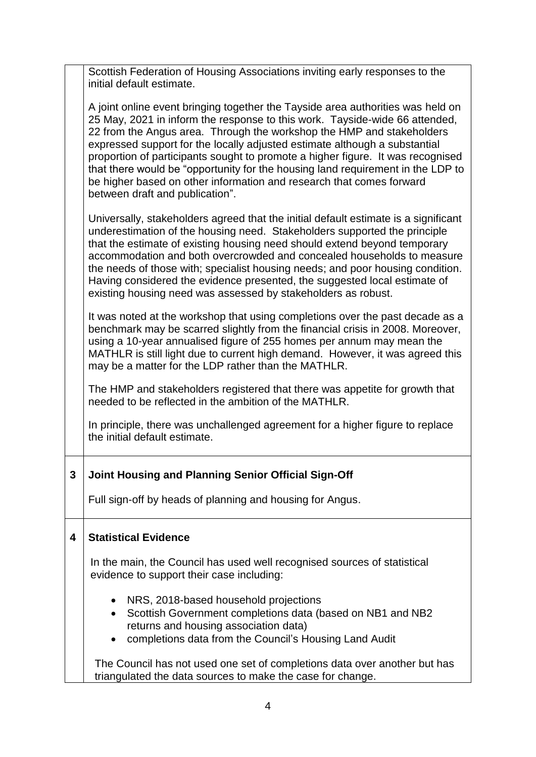Scottish Federation of Housing Associations inviting early responses to the initial default estimate.

A joint online event bringing together the Tayside area authorities was held on 25 May, 2021 in inform the response to this work. Tayside-wide 66 attended, 22 from the Angus area. Through the workshop the HMP and stakeholders expressed support for the locally adjusted estimate although a substantial proportion of participants sought to promote a higher figure. It was recognised that there would be "opportunity for the housing land requirement in the LDP to be higher based on other information and research that comes forward between draft and publication".

Universally, stakeholders agreed that the initial default estimate is a significant underestimation of the housing need. Stakeholders supported the principle that the estimate of existing housing need should extend beyond temporary accommodation and both overcrowded and concealed households to measure the needs of those with; specialist housing needs; and poor housing condition. Having considered the evidence presented, the suggested local estimate of existing housing need was assessed by stakeholders as robust.

It was noted at the workshop that using completions over the past decade as a benchmark may be scarred slightly from the financial crisis in 2008. Moreover, using a 10-year annualised figure of 255 homes per annum may mean the MATHLR is still light due to current high demand. However, it was agreed this may be a matter for the LDP rather than the MATHLR.

The HMP and stakeholders registered that there was appetite for growth that needed to be reflected in the ambition of the MATHLR.

In principle, there was unchallenged agreement for a higher figure to replace the initial default estimate.

## 3 Joint Housing and Planning Senior Official Sign-Off

Full sign-off by heads of planning and housing for Angus.

## 4 Statistical Evidence

In the main, the Council has used well recognised sources of statistical evidence to support their case including:

- NRS, 2018-based household projections
- Scottish Government completions data (based on NB1 and NB2 returns and housing association data)
- completions data from the Council's Housing Land Audit

The Council has not used one set of completions data over another but has triangulated the data sources to make the case for change.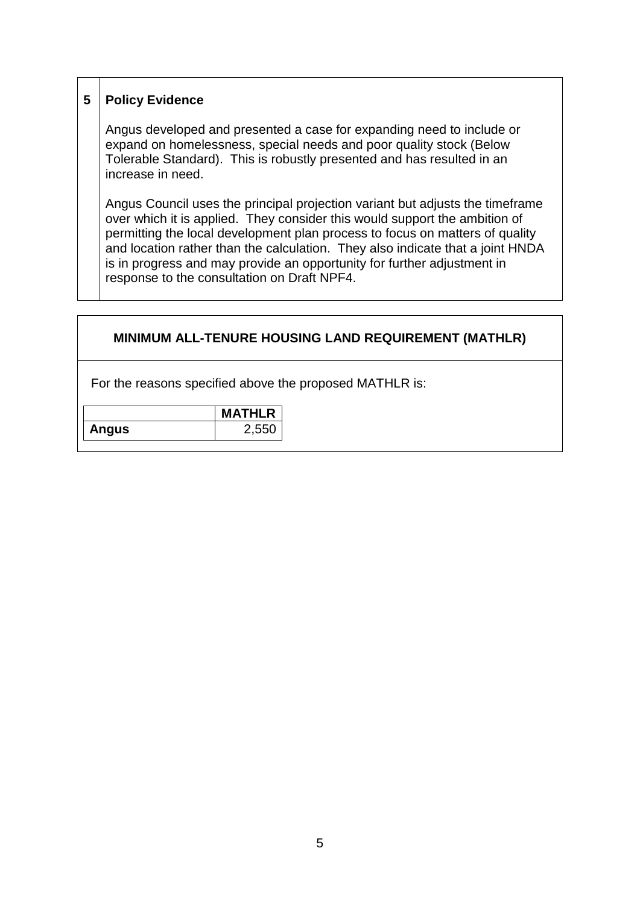| 5 | **Policy Evidence** |
|---|---|
| | Angus developed and presented a case for expanding need to include or expand on homelessness, special needs and poor quality stock (Below Tolerable Standard). This is robustly presented and has resulted in an increase in need.<br><br>Angus Council uses the principal projection variant but adjusts the timeframe over which it is applied. They consider this would support the ambition of permitting the local development plan process to focus on matters of quality and location rather than the calculation. They also indicate that a joint HNDA is in progress and may provide an opportunity for further adjustment in response to the consultation on Draft NPF4. |

## MINIMUM ALL-TENURE HOUSING LAND REQUIREMENT (MATHLR)

For the reasons specified above the proposed MATHLR is:

| | **MATHLR** |
|---|---|
| **Angus** | 2,550 |